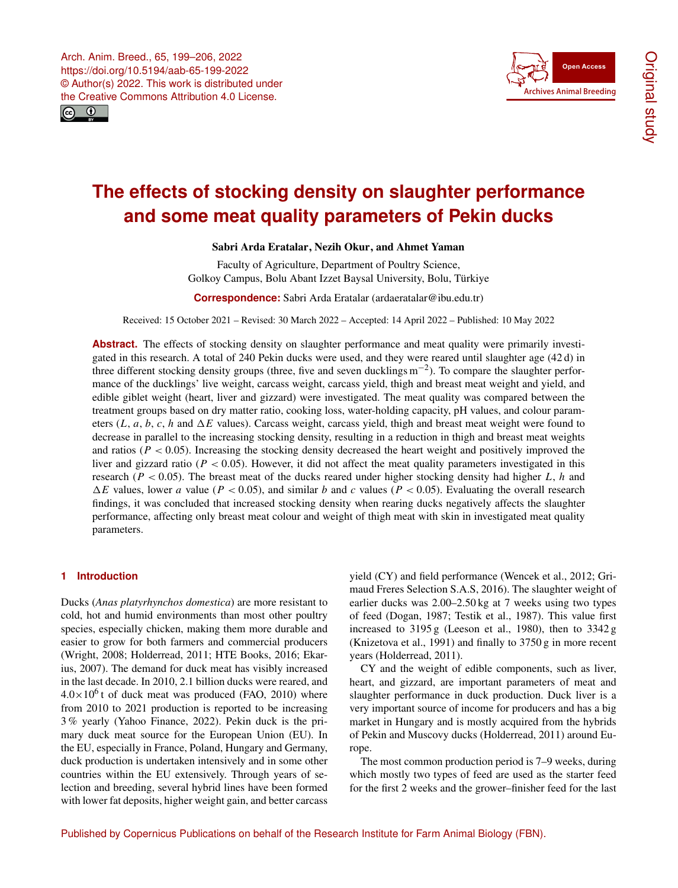# The effects of stocking density on slaughter performance and some meat quality parameters of Pekin ducks

**Sabri Arda Eratalar, Nezih Okur, and Ahmet Yaman**

Faculty of Agriculture, Department of Poultry Science, Golkoy Campus, Bolu Abant Izzet Baysal University, Bolu, Türkiye

**Correspondence:** Sabri Arda Eratalar (ardaeratalar@ibu.edu.tr)

Received: 15 October 2021 – Revised: 30 March 2022 – Accepted: 14 April 2022 – Published: 10 May 2022

**Abstract.** The effects of stocking density on slaughter performance and meat quality were primarily investigated in this research. A total of 240 Pekin ducks were used, and they were reared until slaughter age (42 d) in three different stocking density groups (three, five and seven ducklings $m^{-2}$). To compare the slaughter performance of the ducklings' live weight, carcass weight, carcass yield, thigh and breast meat weight and yield, and edible giblet weight (heart, liver and gizzard) were investigated. The meat quality was compared between the treatment groups based on dry matter ratio, cooking loss, water-holding capacity, pH values, and colour parameters ($L$, $a$, $b$, $c$, $h$ and $\Delta E$ values). Carcass weight, carcass yield, thigh and breast meat weight were found to decrease in parallel to the increasing stocking density, resulting in a reduction in thigh and breast meat weights and ratios ($P < 0.05$). Increasing the stocking density decreased the heart weight and positively improved the liver and gizzard ratio ($P < 0.05$). However, it did not affect the meat quality parameters investigated in this research ($P < 0.05$). The breast meat of the ducks reared under higher stocking density had higher $L$, $h$ and $\Delta E$ values, lower $a$ value ($P < 0.05$), and similar $b$ and $c$ values ($P < 0.05$). Evaluating the overall research findings, it was concluded that increased stocking density when rearing ducks negatively affects the slaughter performance, affecting only breast meat colour and weight of thigh meat with skin in investigated meat quality parameters.

## 1 Introduction

Ducks (*Anas platyrhynchos domestica*) are more resistant to cold, hot and humid environments than most other poultry species, especially chicken, making them more durable and easier to grow for both farmers and commercial producers (Wright, 2008; Holderread, 2011; HTE Books, 2016; Ekarius, 2007). The demand for duck meat has visibly increased in the last decade. In 2010, 2.1 billion ducks were reared, and $4.0 \times 10^6$ t of duck meat was produced (FAO, 2010) where from 2010 to 2021 production is reported to be increasing 3 % yearly (Yahoo Finance, 2022). Pekin duck is the primary duck meat source for the European Union (EU). In the EU, especially in France, Poland, Hungary and Germany, duck production is undertaken intensively and in some other countries within the EU extensively. Through years of selection and breeding, several hybrid lines have been formed with lower fat deposits, higher weight gain, and better carcass yield (CY) and field performance (Wencek et al., 2012; Grimaud Freres Selection S.A.S, 2016). The slaughter weight of earlier ducks was 2.00–2.50 kg at 7 weeks using two types of feed (Dogan, 1987; Testik et al., 1987). This value first increased to 3195 g (Leeson et al., 1980), then to 3342 g (Knizetova et al., 1991) and finally to 3750 g in more recent years (Holderread, 2011).

CY and the weight of edible components, such as liver, heart, and gizzard, are important parameters of meat and slaughter performance in duck production. Duck liver is a very important source of income for producers and has a big market in Hungary and is mostly acquired from the hybrids of Pekin and Muscovy ducks (Holderread, 2011) around Europe.

The most common production period is 7–9 weeks, during which mostly two types of feed are used as the starter feed for the first 2 weeks and the grower–finisher feed for the last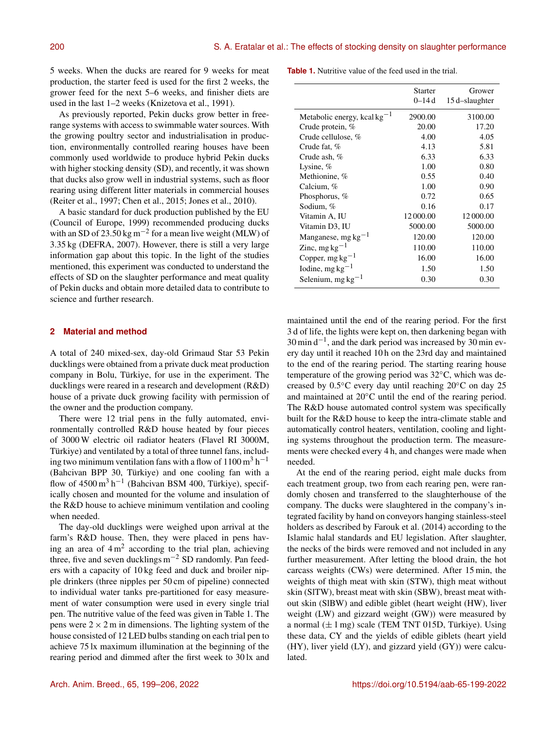5 weeks. When the ducks are reared for 9 weeks for meat production, the starter feed is used for the first 2 weeks, the grower feed for the next 5–6 weeks, and finisher diets are used in the last 1–2 weeks (Knizetova et al., 1991).

As previously reported, Pekin ducks grow better in free-range systems with access to swimmable water sources. With the growing poultry sector and industrialisation in production, environmentally controlled rearing houses have been commonly used worldwide to produce hybrid Pekin ducks with higher stocking density (SD), and recently, it was shown that ducks also grow well in industrial systems, such as floor rearing using different litter materials in commercial houses (Reiter et al., 1997; Chen et al., 2015; Jones et al., 2010).

A basic standard for duck production published by the EU (Council of Europe, 1999) recommended producing ducks with an SD of 23.50 kg $m^{-2}$ for a mean live weight (MLW) of 3.35 kg (DEFRA, 2007). However, there is still a very large information gap about this topic. In the light of the studies mentioned, this experiment was conducted to understand the effects of SD on the slaughter performance and meat quality of Pekin ducks and obtain more detailed data to contribute to science and further research.

## 2 Material and method

A total of 240 mixed-sex, day-old Grimaud Star 53 Pekin ducklings were obtained from a private duck meat production company in Bolu, Türkiye, for use in the experiment. The ducklings were reared in a research and development (R&D) house of a private duck growing facility with permission of the owner and the production company.

There were 12 trial pens in the fully automated, environmentally controlled R&D house heated by four pieces of 3000 W electric oil radiator heaters (Flavel RI 3000M, Türkiye) and ventilated by a total of three tunnel fans, including two minimum ventilation fans with a flow of 1100 $m^3 h^{-1}$ (Bahcivan BPP 30, Türkiye) and one cooling fan with a flow of 4500 $m^3 h^{-1}$ (Bahcivan BSM 400, Türkiye), specifically chosen and mounted for the volume and insulation of the R&D house to achieve minimum ventilation and cooling when needed.

The day-old ducklings were weighed upon arrival at the farm's R&D house. Then, they were placed in pens having an area of 4 $m^2$ according to the trial plan, achieving three, five and seven ducklings $m^{-2}$ SD randomly. Pan feeders with a capacity of 10 kg feed and duck and broiler nipple drinkers (three nipples per 50 cm of pipeline) connected to individual water tanks pre-partitioned for easy measurement of water consumption were used in every single trial pen. The nutritive value of the feed was given in Table 1. The pens were 2 × 2 m in dimensions. The lighting system of the house consisted of 12 LED bulbs standing on each trial pen to achieve 75 lx maximum illumination at the beginning of the rearing period and dimmed after the first week to 30 lx and maintained until the end of the rearing period. For the first 3 d of life, the lights were kept on, then darkening began with 30 min $d^{-1}$, and the dark period was increased by 30 min every day until it reached 10 h on the 23rd day and maintained to the end of the rearing period. The starting rearing house temperature of the growing period was 32 °C, which was decreased by 0.5 °C every day until reaching 20 °C on day 25 and maintained at 20 °C until the end of the rearing period. The R&D house automated control system was specifically built for the R&D house to keep the intra-climate stable and automatically control heaters, ventilation, cooling and lighting systems throughout the production term. The measurements were checked every 4 h, and changes were made when needed.

**Table 1.** Nutritive value of the feed used in the trial.

| | Starter 0–14 d | Grower 15 d–slaughter |
|---|---|---|
| Metabolic energy, kcal $kg^{-1}$ | 2900.00 | 3100.00 |
| Crude protein, % | 20.00 | 17.20 |
| Crude cellulose, % | 4.00 | 4.05 |
| Crude fat, % | 4.13 | 5.81 |
| Crude ash, % | 6.33 | 6.33 |
| Lysine, % | 1.00 | 0.80 |
| Methionine, % | 0.55 | 0.40 |
| Calcium, % | 1.00 | 0.90 |
| Phosphorus, % | 0.72 | 0.65 |
| Sodium, % | 0.16 | 0.17 |
| Vitamin A, IU | 12 000.00 | 12 000.00 |
| Vitamin D3, IU | 5000.00 | 5000.00 |
| Manganese, mg $kg^{-1}$ | 120.00 | 120.00 |
| Zinc, mg $kg^{-1}$ | 110.00 | 110.00 |
| Copper, mg $kg^{-1}$ | 16.00 | 16.00 |
| Iodine, mg $kg^{-1}$ | 1.50 | 1.50 |
| Selenium, mg $kg^{-1}$ | 0.30 | 0.30 |

At the end of the rearing period, eight male ducks from each treatment group, two from each rearing pen, were randomly chosen and transferred to the slaughterhouse of the company. The ducks were slaughtered in the company's integrated facility by hand on conveyors hanging stainless-steel holders as described by Farouk et al. (2014) according to the Islamic halal standards and EU legislation. After slaughter, the necks of the birds were removed and not included in any further measurement. After letting the blood drain, the hot carcass weights (CWs) were determined. After 15 min, the weights of thigh meat with skin (STW), thigh meat without skin (SlTW), breast meat with skin (SBW), breast meat without skin (SlBW) and edible giblet (heart weight (HW), liver weight (LW) and gizzard weight (GW)) were measured by a normal (± 1 mg) scale (TEM TNT 015D, Türkiye). Using these data, CY and the yields of edible giblets (heart yield (HY), liver yield (LY), and gizzard yield (GY)) were calculated.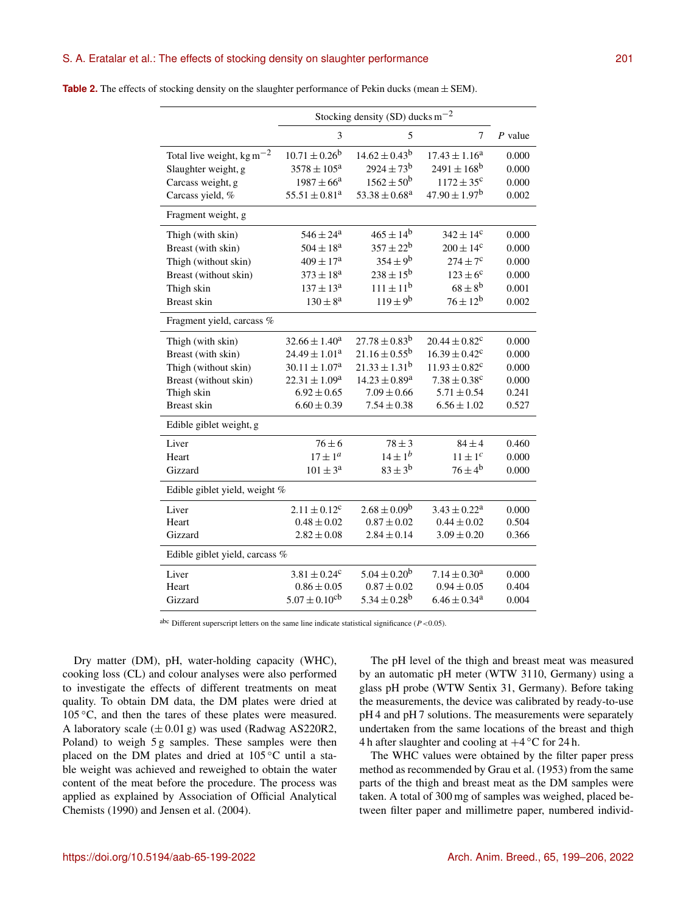**Table 2.** The effects of stocking density on the slaughter performance of Pekin ducks (mean ± SEM).

| | Stocking density (SD) ducks $m^{-2}$ | | | |
|---|---|---|---|---|
| | 3 | 5 | 7 | *P* value |
| Total live weight, kg $m^{-2}$ | $10.71 \pm 0.26^{b}$ | $14.62 \pm 0.43^{b}$ | $17.43 \pm 1.16^{a}$ | 0.000 |
| Slaughter weight, g | $3578 \pm 105^{a}$ | $2924 \pm 73^{b}$ | $2491 \pm 168^{b}$ | 0.000 |
| Carcass weight, g | $1987 \pm 66^{a}$ | $1562 \pm 50^{b}$ | $1172 \pm 35^{c}$ | 0.000 |
| Carcass yield, % | $55.51 \pm 0.81^{a}$ | $53.38 \pm 0.68^{a}$ | $47.90 \pm 1.97^{b}$ | 0.002 |
| Fragment weight, g | | | | |
| Thigh (with skin) | $546 \pm 24^{a}$ | $465 \pm 14^{b}$ | $342 \pm 14^{c}$ | 0.000 |
| Breast (with skin) | $504 \pm 18^{a}$ | $357 \pm 22^{b}$ | $200 \pm 14^{c}$ | 0.000 |
| Thigh (without skin) | $409 \pm 17^{a}$ | $354 \pm 9^{b}$ | $274 \pm 7^{c}$ | 0.000 |
| Breast (without skin) | $373 \pm 18^{a}$ | $238 \pm 15^{b}$ | $123 \pm 6^{c}$ | 0.000 |
| Thigh skin | $137 \pm 13^{a}$ | $111 \pm 11^{b}$ | $68 \pm 8^{b}$ | 0.001 |
| Breast skin | $130 \pm 8^{a}$ | $119 \pm 9^{b}$ | $76 \pm 12^{b}$ | 0.002 |
| Fragment yield, carcass % | | | | |
| Thigh (with skin) | $32.66 \pm 1.40^{a}$ | $27.78 \pm 0.83^{b}$ | $20.44 \pm 0.82^{c}$ | 0.000 |
| Breast (with skin) | $24.49 \pm 1.01^{a}$ | $21.16 \pm 0.55^{b}$ | $16.39 \pm 0.42^{c}$ | 0.000 |
| Thigh (without skin) | $30.11 \pm 1.07^{a}$ | $21.33 \pm 1.31^{b}$ | $11.93 \pm 0.82^{c}$ | 0.000 |
| Breast (without skin) | $22.31 \pm 1.09^{a}$ | $14.23 \pm 0.89^{a}$ | $7.38 \pm 0.38^{c}$ | 0.000 |
| Thigh skin | $6.92 \pm 0.65$ | $7.09 \pm 0.66$ | $5.71 \pm 0.54$ | 0.241 |
| Breast skin | $6.60 \pm 0.39$ | $7.54 \pm 0.38$ | $6.56 \pm 1.02$ | 0.527 |
| Edible giblet weight, g | | | | |
| Liver | $76 \pm 6$ | $78 \pm 3$ | $84 \pm 4$ | 0.460 |
| Heart | $17 \pm 1^{a}$ | $14 \pm 1^{b}$ | $11 \pm 1^{c}$ | 0.000 |
| Gizzard | $101 \pm 3^{a}$ | $83 \pm 3^{b}$ | $76 \pm 4^{b}$ | 0.000 |
| Edible giblet yield, weight % | | | | |
| Liver | $2.11 \pm 0.12^{c}$ | $2.68 \pm 0.09^{b}$ | $3.43 \pm 0.22^{a}$ | 0.000 |
| Heart | $0.48 \pm 0.02$ | $0.87 \pm 0.02$ | $0.44 \pm 0.02$ | 0.504 |
| Gizzard | $2.82 \pm 0.08$ | $2.84 \pm 0.14$ | $3.09 \pm 0.20$ | 0.366 |
| Edible giblet yield, carcass % | | | | |
| Liver | $3.81 \pm 0.24^{c}$ | $5.04 \pm 0.20^{b}$ | $7.14 \pm 0.30^{a}$ | 0.000 |
| Heart | $0.86 \pm 0.05$ | $0.87 \pm 0.02$ | $0.94 \pm 0.05$ | 0.404 |
| Gizzard | $5.07 \pm 0.10^{cb}$ | $5.34 \pm 0.28^{b}$ | $6.46 \pm 0.34^{a}$ | 0.004 |

[abc] Different superscript letters on the same line indicate statistical significance ($P < 0.05$).

Dry matter (DM), pH, water-holding capacity (WHC), cooking loss (CL) and colour analyses were also performed to investigate the effects of different treatments on meat quality. To obtain DM data, the DM plates were dried at 105 °C, and then the tares of these plates were measured. A laboratory scale (± 0.01 g) was used (Radwag AS220R2, Poland) to weigh 5 g samples. These samples were then placed on the DM plates and dried at 105 °C until a stable weight was achieved and reweighed to obtain the water content of the meat before the procedure. The process was applied as explained by Association of Official Analytical Chemists (1990) and Jensen et al. (2004).

The pH level of the thigh and breast meat was measured by an automatic pH meter (WTW 3110, Germany) using a glass pH probe (WTW Sentix 31, Germany). Before taking the measurements, the device was calibrated by ready-to-use pH 4 and pH 7 solutions. The measurements were separately undertaken from the same locations of the breast and thigh 4 h after slaughter and cooling at +4 °C for 24 h.

The WHC values were obtained by the filter paper press method as recommended by Grau et al. (1953) from the same parts of the thigh and breast meat as the DM samples were taken. A total of 300 mg of samples was weighed, placed between filter paper and millimetre paper, numbered individ-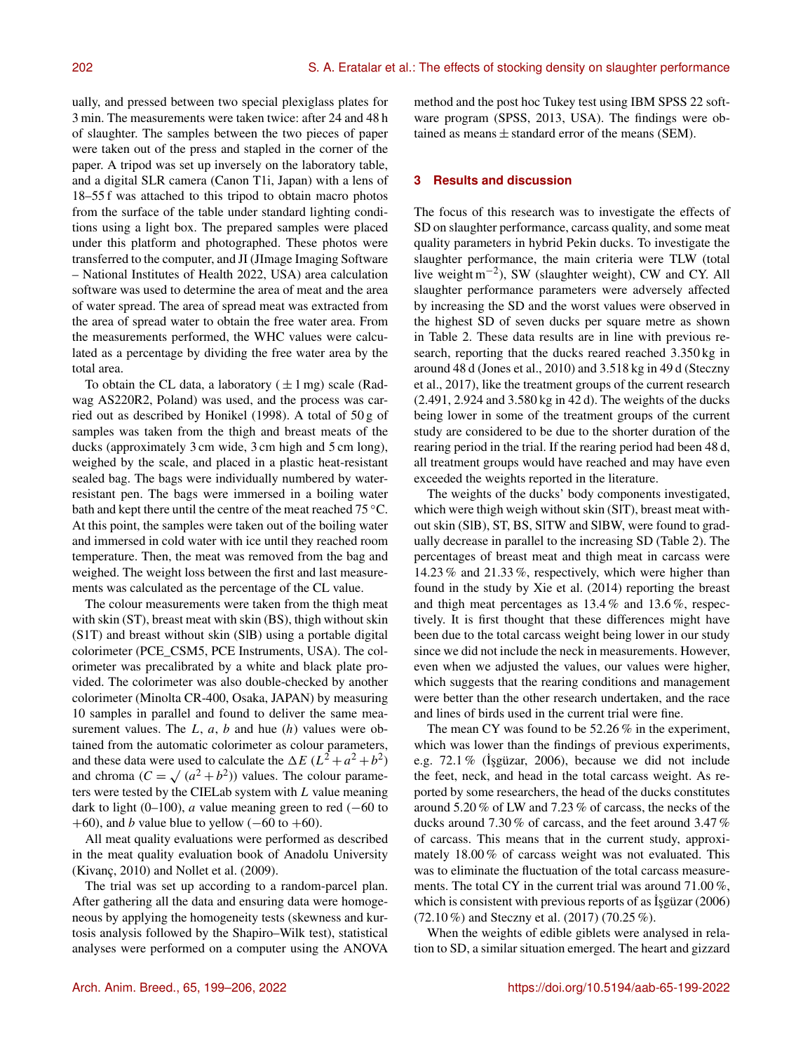ually, and pressed between two special plexiglass plates for 3 min. The measurements were taken twice: after 24 and 48 h of slaughter. The samples between the two pieces of paper were taken out of the press and stapled in the corner of the paper. A tripod was set up inversely on the laboratory table, and a digital SLR camera (Canon T1i, Japan) with a lens of 18–55 f was attached to this tripod to obtain macro photos from the surface of the table under standard lighting conditions using a light box. The prepared samples were placed under this platform and photographed. These photos were transferred to the computer, and JI (JImage Imaging Software – National Institutes of Health 2022, USA) area calculation software was used to determine the area of meat and the area of water spread. The area of spread meat was extracted from the area of spread water to obtain the free water area. From the measurements performed, the WHC values were calculated as a percentage by dividing the free water area by the total area.

To obtain the CL data, a laboratory ( $\pm$ 1 mg) scale (Radwag AS220R2, Poland) was used, and the process was carried out as described by Honikel (1998). A total of 50 g of samples was taken from the thigh and breast meats of the ducks (approximately 3 cm wide, 3 cm high and 5 cm long), weighed by the scale, and placed in a plastic heat-resistant sealed bag. The bags were individually numbered by water-resistant pen. The bags were immersed in a boiling water bath and kept there until the centre of the meat reached 75 °C. At this point, the samples were taken out of the boiling water and immersed in cold water with ice until they reached room temperature. Then, the meat was removed from the bag and weighed. The weight loss between the first and last measurements was calculated as the percentage of the CL value.

The colour measurements were taken from the thigh meat with skin (ST), breast meat with skin (BS), thigh without skin (S1T) and breast without skin (SlB) using a portable digital colorimeter (PCE_CSM5, PCE Instruments, USA). The colorimeter was precalibrated by a white and black plate provided. The colorimeter was also double-checked by another colorimeter (Minolta CR-400, Osaka, JAPAN) by measuring 10 samples in parallel and found to deliver the same measurement values. The $L$, $a$, $b$ and hue ($h$) values were obtained from the automatic colorimeter as colour parameters, and these data were used to calculate the $\Delta E$ ($L^2 + a^2 + b^2$) and chroma ($C = \sqrt{(a^2 + b^2)}$) values. The colour parameters were tested by the CIELab system with $L$ value meaning dark to light (0–100), $a$ value meaning green to red (−60 to +60), and $b$ value blue to yellow (−60 to +60).

All meat quality evaluations were performed as described in the meat quality evaluation book of Anadolu University (Kivanç, 2010) and Nollet et al. (2009).

The trial was set up according to a random-parcel plan. After gathering all the data and ensuring data were homogeneous by applying the homogeneity tests (skewness and kurtosis analysis followed by the Shapiro–Wilk test), statistical analyses were performed on a computer using the ANOVA method and the post hoc Tukey test using IBM SPSS 22 software program (SPSS, 2013, USA). The findings were obtained as means $\pm$ standard error of the means (SEM).

## 3 Results and discussion

The focus of this research was to investigate the effects of SD on slaughter performance, carcass quality, and some meat quality parameters in hybrid Pekin ducks. To investigate the slaughter performance, the main criteria were TLW (total live weight $m^{-2}$), SW (slaughter weight), CW and CY. All slaughter performance parameters were adversely affected by increasing the SD and the worst values were observed in the highest SD of seven ducks per square metre as shown in Table 2. These data results are in line with previous research, reporting that the ducks reared reached 3.350 kg in around 48 d (Jones et al., 2010) and 3.518 kg in 49 d (Steczny et al., 2017), like the treatment groups of the current research (2.491, 2.924 and 3.580 kg in 42 d). The weights of the ducks being lower in some of the treatment groups of the current study are considered to be due to the shorter duration of the rearing period in the trial. If the rearing period had been 48 d, all treatment groups would have reached and may have even exceeded the weights reported in the literature.

The weights of the ducks' body components investigated, which were thigh weigh without skin (SlT), breast meat without skin (SlB), ST, BS, SlTW and SlBW, were found to gradually decrease in parallel to the increasing SD (Table 2). The percentages of breast meat and thigh meat in carcass were 14.23 % and 21.33 %, respectively, which were higher than found in the study by Xie et al. (2014) reporting the breast and thigh meat percentages as 13.4 % and 13.6 %, respectively. It is first thought that these differences might have been due to the total carcass weight being lower in our study since we did not include the neck in measurements. However, even when we adjusted the values, our values were higher, which suggests that the rearing conditions and management were better than the other research undertaken, and the race and lines of birds used in the current trial were fine.

The mean CY was found to be 52.26 % in the experiment, which was lower than the findings of previous experiments, e.g. 72.1 % (İşgüzar, 2006), because we did not include the feet, neck, and head in the total carcass weight. As reported by some researchers, the head of the ducks constitutes around 5.20 % of LW and 7.23 % of carcass, the necks of the ducks around 7.30 % of carcass, and the feet around 3.47 % of carcass. This means that in the current study, approximately 18.00 % of carcass weight was not evaluated. This was to eliminate the fluctuation of the total carcass measurements. The total CY in the current trial was around 71.00 %, which is consistent with previous reports of as İşgüzar (2006) (72.10 %) and Steczny et al. (2017) (70.25 %).

When the weights of edible giblets were analysed in relation to SD, a similar situation emerged. The heart and gizzard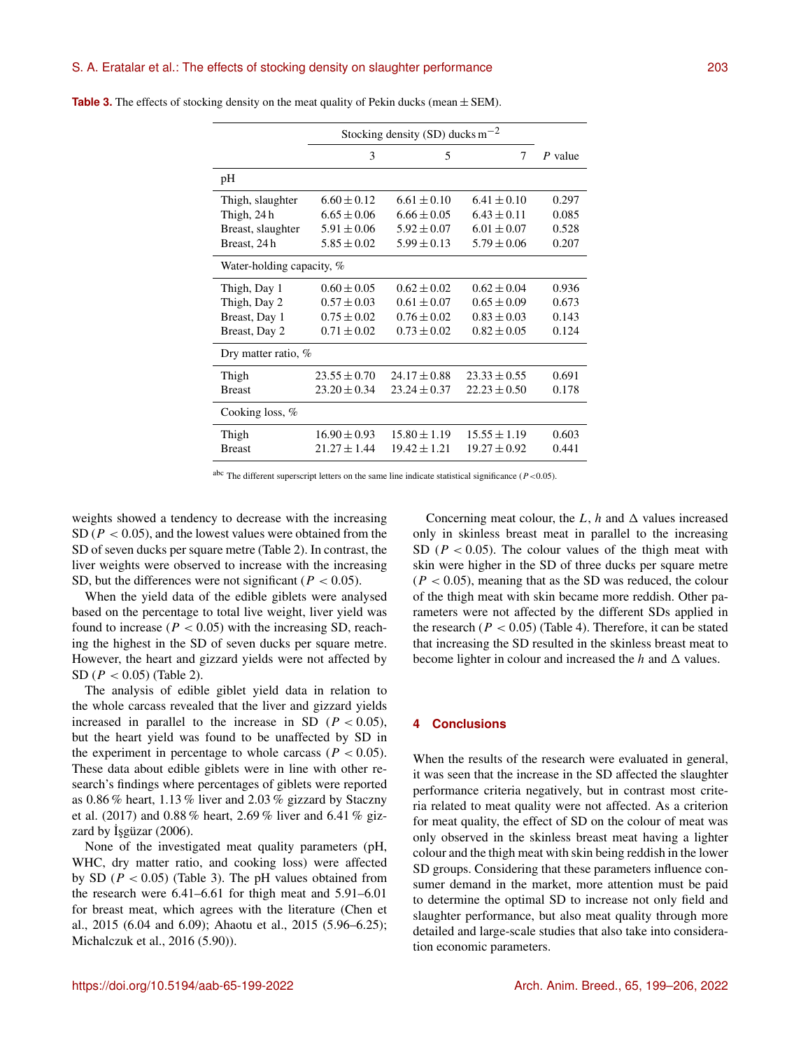**Table 3.** The effects of stocking density on the meat quality of Pekin ducks (mean ± SEM).

| | Stocking density (SD) ducks $m^{-2}$ | | | $P$ value |
|---|---|---|---|---|
| | 3 | 5 | 7 | |
| pH | | | | |
| Thigh, slaughter | 6.60 ± 0.12 | 6.61 ± 0.10 | 6.41 ± 0.10 | 0.297 |
| Thigh, 24 h | 6.65 ± 0.06 | 6.66 ± 0.05 | 6.43 ± 0.11 | 0.085 |
| Breast, slaughter | 5.91 ± 0.06 | 5.92 ± 0.07 | 6.01 ± 0.07 | 0.528 |
| Breast, 24 h | 5.85 ± 0.02 | 5.99 ± 0.13 | 5.79 ± 0.06 | 0.207 |
| Water-holding capacity, % | | | | |
| Thigh, Day 1 | 0.60 ± 0.05 | 0.62 ± 0.02 | 0.62 ± 0.04 | 0.936 |
| Thigh, Day 2 | 0.57 ± 0.03 | 0.61 ± 0.07 | 0.65 ± 0.09 | 0.673 |
| Breast, Day 1 | 0.75 ± 0.02 | 0.76 ± 0.02 | 0.83 ± 0.03 | 0.143 |
| Breast, Day 2 | 0.71 ± 0.02 | 0.73 ± 0.02 | 0.82 ± 0.05 | 0.124 |
| Dry matter ratio, % | | | | |
| Thigh | 23.55 ± 0.70 | 24.17 ± 0.88 | 23.33 ± 0.55 | 0.691 |
| Breast | 23.20 ± 0.34 | 23.24 ± 0.37 | 22.23 ± 0.50 | 0.178 |
| Cooking loss, % | | | | |
| Thigh | 16.90 ± 0.93 | 15.80 ± 1.19 | 15.55 ± 1.19 | 0.603 |
| Breast | 21.27 ± 1.44 | 19.42 ± 1.21 | 19.27 ± 0.92 | 0.441 |

[abc] The different superscript letters on the same line indicate statistical significance ($P < 0.05$).

weights showed a tendency to decrease with the increasing SD ($P < 0.05$), and the lowest values were obtained from the SD of seven ducks per square metre (Table 2). In contrast, the liver weights were observed to increase with the increasing SD, but the differences were not significant ($P < 0.05$).

When the yield data of the edible giblets were analysed based on the percentage to total live weight, liver yield was found to increase ($P < 0.05$) with the increasing SD, reaching the highest in the SD of seven ducks per square metre. However, the heart and gizzard yields were not affected by SD ($P < 0.05$) (Table 2).

The analysis of edible giblet yield data in relation to the whole carcass revealed that the liver and gizzard yields increased in parallel to the increase in SD ($P < 0.05$), but the heart yield was found to be unaffected by SD in the experiment in percentage to whole carcass ($P < 0.05$). These data about edible giblets were in line with other research's findings where percentages of giblets were reported as 0.86 % heart, 1.13 % liver and 2.03 % gizzard by Staczny et al. (2017) and 0.88 % heart, 2.69 % liver and 6.41 % gizzard by İşgüzar (2006).

None of the investigated meat quality parameters (pH, WHC, dry matter ratio, and cooking loss) were affected by SD ($P < 0.05$) (Table 3). The pH values obtained from the research were 6.41–6.61 for thigh meat and 5.91–6.01 for breast meat, which agrees with the literature (Chen et al., 2015 (6.04 and 6.09); Ahaotu et al., 2015 (5.96–6.25); Michalczuk et al., 2016 (5.90)).

Concerning meat colour, the $L$, $h$ and $\Delta$ values increased only in skinless breast meat in parallel to the increasing SD ($P < 0.05$). The colour values of the thigh meat with skin were higher in the SD of three ducks per square metre ($P < 0.05$), meaning that as the SD was reduced, the colour of the thigh meat with skin became more reddish. Other parameters were not affected by the different SDs applied in the research ($P < 0.05$) (Table 4). Therefore, it can be stated that increasing the SD resulted in the skinless breast meat to become lighter in colour and increased the $h$ and $\Delta$ values.

## 4 Conclusions

When the results of the research were evaluated in general, it was seen that the increase in the SD affected the slaughter performance criteria negatively, but in contrast most criteria related to meat quality were not affected. As a criterion for meat quality, the effect of SD on the colour of meat was only observed in the skinless breast meat having a lighter colour and the thigh meat with skin being reddish in the lower SD groups. Considering that these parameters influence consumer demand in the market, more attention must be paid to determine the optimal SD to increase not only field and slaughter performance, but also meat quality through more detailed and large-scale studies that also take into consideration economic parameters.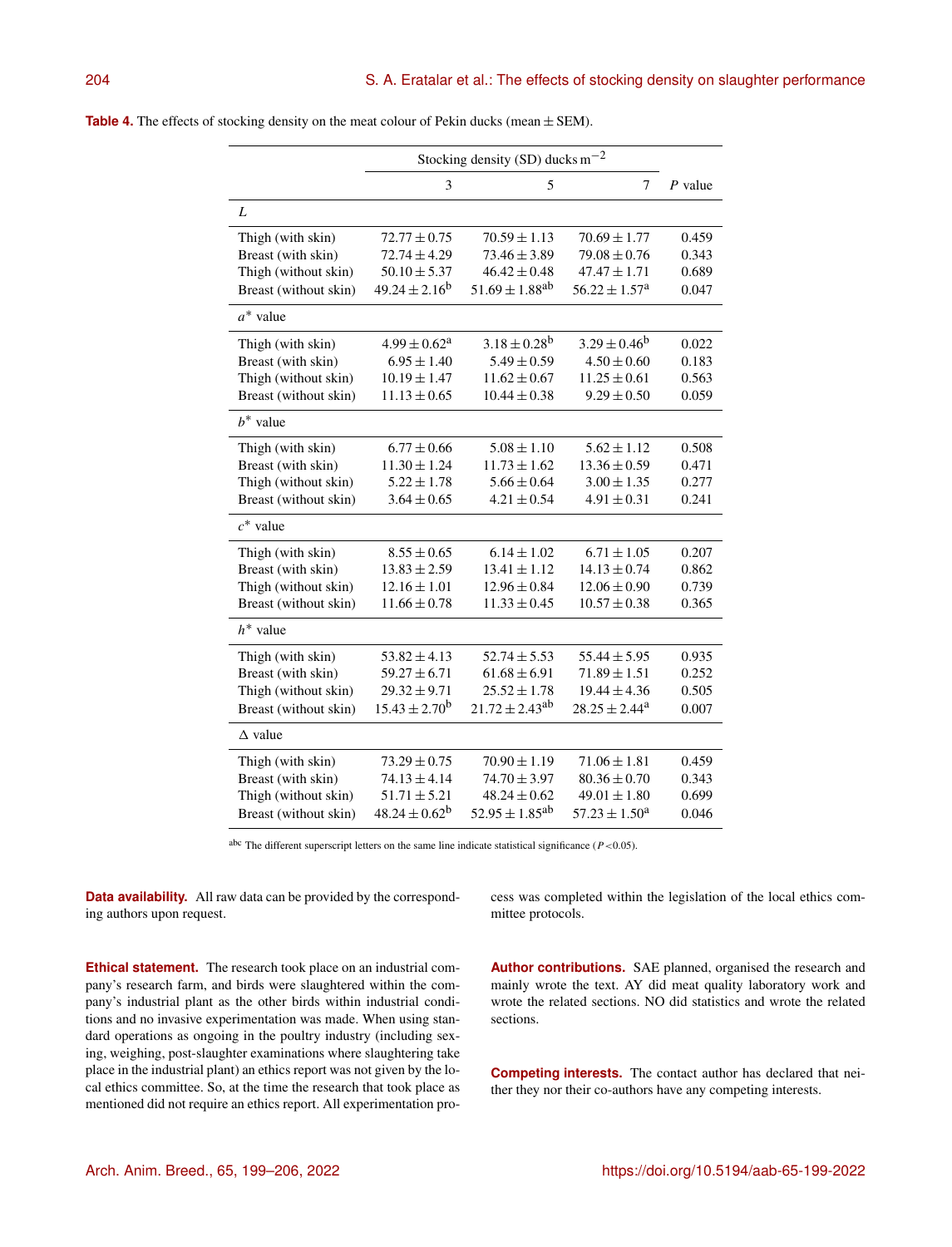**Table 4.** The effects of stocking density on the meat colour of Pekin ducks (mean ± SEM).

| | Stocking density (SD) ducks $m^{-2}$ | | | $P$ value |
|---|---|---|---|---|
| | 3 | 5 | 7 | |
| *L* | | | | |
| Thigh (with skin) | $72.77 \pm 0.75$ | $70.59 \pm 1.13$ | $70.69 \pm 1.77$ | 0.459 |
| Breast (with skin) | $72.74 \pm 4.29$ | $73.46 \pm 3.89$ | $79.08 \pm 0.76$ | 0.343 |
| Thigh (without skin) | $50.10 \pm 5.37$ | $46.42 \pm 0.48$ | $47.47 \pm 1.71$ | 0.689 |
| Breast (without skin) | $49.24 \pm 2.16^{b}$ | $51.69 \pm 1.88^{ab}$ | $56.22 \pm 1.57^{a}$ | 0.047 |
| $a^*$ value | | | | |
| Thigh (with skin) | $4.99 \pm 0.62^{a}$ | $3.18 \pm 0.28^{b}$ | $3.29 \pm 0.46^{b}$ | 0.022 |
| Breast (with skin) | $6.95 \pm 1.40$ | $5.49 \pm 0.59$ | $4.50 \pm 0.60$ | 0.183 |
| Thigh (without skin) | $10.19 \pm 1.47$ | $11.62 \pm 0.67$ | $11.25 \pm 0.61$ | 0.563 |
| Breast (without skin) | $11.13 \pm 0.65$ | $10.44 \pm 0.38$ | $9.29 \pm 0.50$ | 0.059 |
| $b^*$ value | | | | |
| Thigh (with skin) | $6.77 \pm 0.66$ | $5.08 \pm 1.10$ | $5.62 \pm 1.12$ | 0.508 |
| Breast (with skin) | $11.30 \pm 1.24$ | $11.73 \pm 1.62$ | $13.36 \pm 0.59$ | 0.471 |
| Thigh (without skin) | $5.22 \pm 1.78$ | $5.66 \pm 0.64$ | $3.00 \pm 1.35$ | 0.277 |
| Breast (without skin) | $3.64 \pm 0.65$ | $4.21 \pm 0.54$ | $4.91 \pm 0.31$ | 0.241 |
| $c^*$ value | | | | |
| Thigh (with skin) | $8.55 \pm 0.65$ | $6.14 \pm 1.02$ | $6.71 \pm 1.05$ | 0.207 |
| Breast (with skin) | $13.83 \pm 2.59$ | $13.41 \pm 1.12$ | $14.13 \pm 0.74$ | 0.862 |
| Thigh (without skin) | $12.16 \pm 1.01$ | $12.96 \pm 0.84$ | $12.06 \pm 0.90$ | 0.739 |
| Breast (without skin) | $11.66 \pm 0.78$ | $11.33 \pm 0.45$ | $10.57 \pm 0.38$ | 0.365 |
| $h^*$ value | | | | |
| Thigh (with skin) | $53.82 \pm 4.13$ | $52.74 \pm 5.53$ | $55.44 \pm 5.95$ | 0.935 |
| Breast (with skin) | $59.27 \pm 6.71$ | $61.68 \pm 6.91$ | $71.89 \pm 1.51$ | 0.252 |
| Thigh (without skin) | $29.32 \pm 9.71$ | $25.52 \pm 1.78$ | $19.44 \pm 4.36$ | 0.505 |
| Breast (without skin) | $15.43 \pm 2.70^{b}$ | $21.72 \pm 2.43^{ab}$ | $28.25 \pm 2.44^{a}$ | 0.007 |
| $\Delta$ value | | | | |
| Thigh (with skin) | $73.29 \pm 0.75$ | $70.90 \pm 1.19$ | $71.06 \pm 1.81$ | 0.459 |
| Breast (with skin) | $74.13 \pm 4.14$ | $74.70 \pm 3.97$ | $80.36 \pm 0.70$ | 0.343 |
| Thigh (without skin) | $51.71 \pm 5.21$ | $48.24 \pm 0.62$ | $49.01 \pm 1.80$ | 0.699 |
| Breast (without skin) | $48.24 \pm 0.62^{b}$ | $52.95 \pm 1.85^{ab}$ | $57.23 \pm 1.50^{a}$ | 0.046 |

[abc] The different superscript letters on the same line indicate statistical significance ($P < 0.05$).

**Data availability.** All raw data can be provided by the corresponding authors upon request.

**Ethical statement.** The research took place on an industrial company's research farm, and birds were slaughtered within the company's industrial plant as the other birds within industrial conditions and no invasive experimentation was made. When using standard operations as ongoing in the poultry industry (including sexing, weighing, post-slaughter examinations where slaughtering take place in the industrial plant) an ethics report was not given by the local ethics committee. So, at the time the research that took place as mentioned did not require an ethics report. All experimentation process was completed within the legislation of the local ethics committee protocols.

**Author contributions.** SAE planned, organised the research and mainly wrote the text. AY did meat quality laboratory work and wrote the related sections. NO did statistics and wrote the related sections.

**Competing interests.** The contact author has declared that neither they nor their co-authors have any competing interests.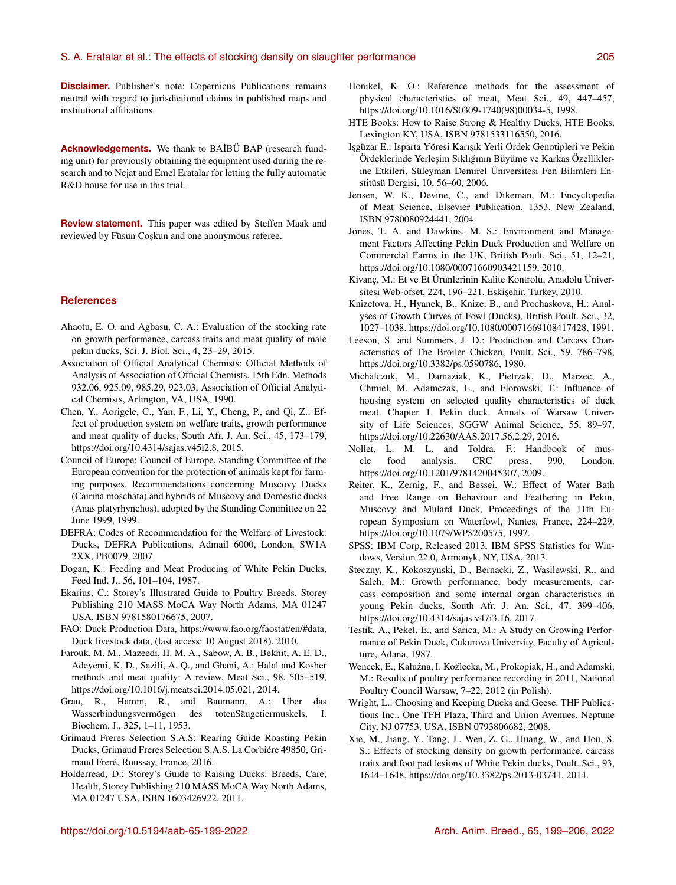**Disclaimer.** Publisher's note: Copernicus Publications remains neutral with regard to jurisdictional claims in published maps and institutional affiliations.

**Acknowledgements.** We thank to BAİBÜ BAP (research funding unit) for previously obtaining the equipment used during the research and to Nejat and Emel Eratalar for letting the fully automatic R&D house for use in this trial.

**Review statement.** This paper was edited by Steffen Maak and reviewed by Füsun Coşkun and one anonymous referee.

## References

Ahaotu, E. O. and Agbasu, C. A.: Evaluation of the stocking rate on growth performance, carcass traits and meat quality of male pekin ducks, Sci. J. Biol. Sci., 4, 23–29, 2015.

Association of Official Analytical Chemists: Official Methods of Analysis of Association of Official Chemists, 15th Edn. Methods 932.06, 925.09, 985.29, 923.03, Association of Official Analytical Chemists, Arlington, VA, USA, 1990.

Chen, Y., Aorigele, C., Yan, F., Li, Y., Cheng, P., and Qi, Z.: Effect of production system on welfare traits, growth performance and meat quality of ducks, South Afr. J. An. Sci., 45, 173–179, https://doi.org/10.4314/sajas.v45i2.8, 2015.

Council of Europe: Council of Europe, Standing Committee of the European convention for the protection of animals kept for farming purposes. Recommendations concerning Muscovy Ducks (Cairina moschata) and hybrids of Muscovy and Domestic ducks (Anas platyrhynchos), adopted by the Standing Committee on 22 June 1999, 1999.

DEFRA: Codes of Recommendation for the Welfare of Livestock: Ducks, DEFRA Publications, Admail 6000, London, SW1A 2XX, PB0079, 2007.

Dogan, K.: Feeding and Meat Producing of White Pekin Ducks, Feed Ind. J., 56, 101–104, 1987.

Ekarius, C.: Storey's Illustrated Guide to Poultry Breeds. Storey Publishing 210 MASS MoCA Way North Adams, MA 01247 USA, ISBN 9781580176675, 2007.

FAO: Duck Production Data, https://www.fao.org/faostat/en/#data, Duck livestock data, (last access: 10 August 2018), 2010.

Farouk, M. M., Mazeedi, H. M. A., Sabow, A. B., Bekhit, A. E. D., Adeyemi, K. D., Sazili, A. Q., and Ghani, A.: Halal and Kosher methods and meat quality: A review, Meat Sci., 98, 505–519, https://doi.org/10.1016/j.meatsci.2014.05.021, 2014.

Grau, R., Hamm, R., and Baumann, A.: Uber das Wasserbindungsvermögen des totenSäugetiermuskels, I. Biochem. J., 325, 1–11, 1953.

Grimaud Freres Selection S.A.S: Rearing Guide Roasting Pekin Ducks, Grimaud Freres Selection S.A.S. La Corbiére 49850, Grimaud Freré, Roussay, France, 2016.

Holderread, D.: Storey's Guide to Raising Ducks: Breeds, Care, Health, Storey Publishing 210 MASS MoCA Way North Adams, MA 01247 USA, ISBN 1603426922, 2011.

Honikel, K. O.: Reference methods for the assessment of physical characteristics of meat, Meat Sci., 49, 447–457, https://doi.org/10.1016/S0309-1740(98)00034-5, 1998.

HTE Books: How to Raise Strong & Healthy Ducks, HTE Books, Lexington KY, USA, ISBN 9781533116550, 2016.

İşgüzar E.: Isparta Yöresi Karışık Yerli Ördek Genotipleri ve Pekin Ördeklerinde Yerleşim Sıklığının Büyüme ve Karkas Özelliklerine Etkileri, Süleyman Demirel Üniversitesi Fen Bilimleri Enstitüsü Dergisi, 10, 56–60, 2006.

Jensen, W. K., Devine, C., and Dikeman, M.: Encyclopedia of Meat Science, Elsevier Publication, 1353, New Zealand, ISBN 9780080924441, 2004.

Jones, T. A. and Dawkins, M. S.: Environment and Management Factors Affecting Pekin Duck Production and Welfare on Commercial Farms in the UK, British Poult. Sci., 51, 12–21, https://doi.org/10.1080/00071660903421159, 2010.

Kivanç, M.: Et ve Et Ürünlerinin Kalite Kontrolü, Anadolu Üniversitesi Web-ofset, 224, 196–221, Eskişehir, Turkey, 2010.

Knizetova, H., Hyanek, B., Knize, B., and Prochaskova, H.: Analyses of Growth Curves of Fowl (Ducks), British Poult. Sci., 32, 1027–1038, https://doi.org/10.1080/00071669108417428, 1991.

Leeson, S. and Summers, J. D.: Production and Carcass Characteristics of The Broiler Chicken, Poult. Sci., 59, 786–798, https://doi.org/10.3382/ps.0590786, 1980.

Michalczuk, M., Damaziak, K., Pietrzak, D., Marzec, A., Chmiel, M. Adamczak, L., and Florowski, T.: Influence of housing system on selected quality characteristics of duck meat. Chapter 1. Pekin duck. Annals of Warsaw University of Life Sciences, SGGW Animal Science, 55, 89–97, https://doi.org/10.22630/AAS.2017.56.2.29, 2016.

Nollet, L. M. L. and Toldra, F.: Handbook of muscle food analysis, CRC press, 990, London, https://doi.org/10.1201/9781420045307, 2009.

Reiter, K., Zernig, F., and Bessei, W.: Effect of Water Bath and Free Range on Behaviour and Feathering in Pekin, Muscovy and Mulard Duck, Proceedings of the 11th European Symposium on Waterfowl, Nantes, France, 224–229, https://doi.org/10.1079/WPS200575, 1997.

SPSS: IBM Corp, Released 2013, IBM SPSS Statistics for Windows, Version 22.0, Armonyk, NY, USA, 2013.

Steczny, K., Kokoszynski, D., Bernacki, Z., Wasilewski, R., and Saleh, M.: Growth performance, body measurements, carcass composition and some internal organ characteristics in young Pekin ducks, South Afr. J. An. Sci., 47, 399–406, https://doi.org/10.4314/sajas.v47i3.16, 2017.

Testik, A., Pekel, E., and Sarica, M.: A Study on Growing Performance of Pekin Duck, Cukurova University, Faculty of Agriculture, Adana, 1987.

Wencek, E., Kałużna, I. Koźlecka, M., Prokopiak, H., and Adamski, M.: Results of poultry performance recording in 2011, National Poultry Council Warsaw, 7–22, 2012 (in Polish).

Wright, L.: Choosing and Keeping Ducks and Geese. THF Publications Inc., One TFH Plaza, Third and Union Avenues, Neptune City, NJ 07753, USA, ISBN 0793806682, 2008.

Xie, M., Jiang, Y., Tang, J., Wen, Z. G., Huang, W., and Hou, S. S.: Effects of stocking density on growth performance, carcass traits and foot pad lesions of White Pekin ducks, Poult. Sci., 93, 1644–1648, https://doi.org/10.3382/ps.2013-03741, 2014.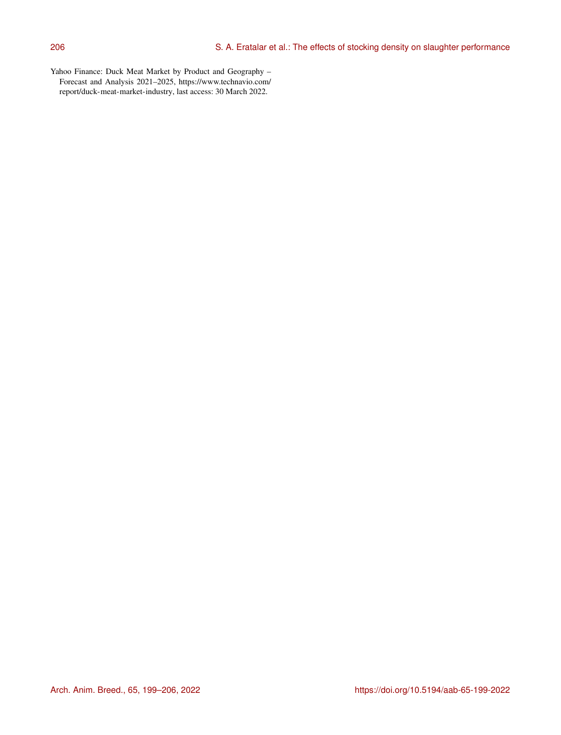Yahoo Finance: Duck Meat Market by Product and Geography – Forecast and Analysis 2021–2025, https://www.technavio.com/report/duck-meat-market-industry, last access: 30 March 2022.